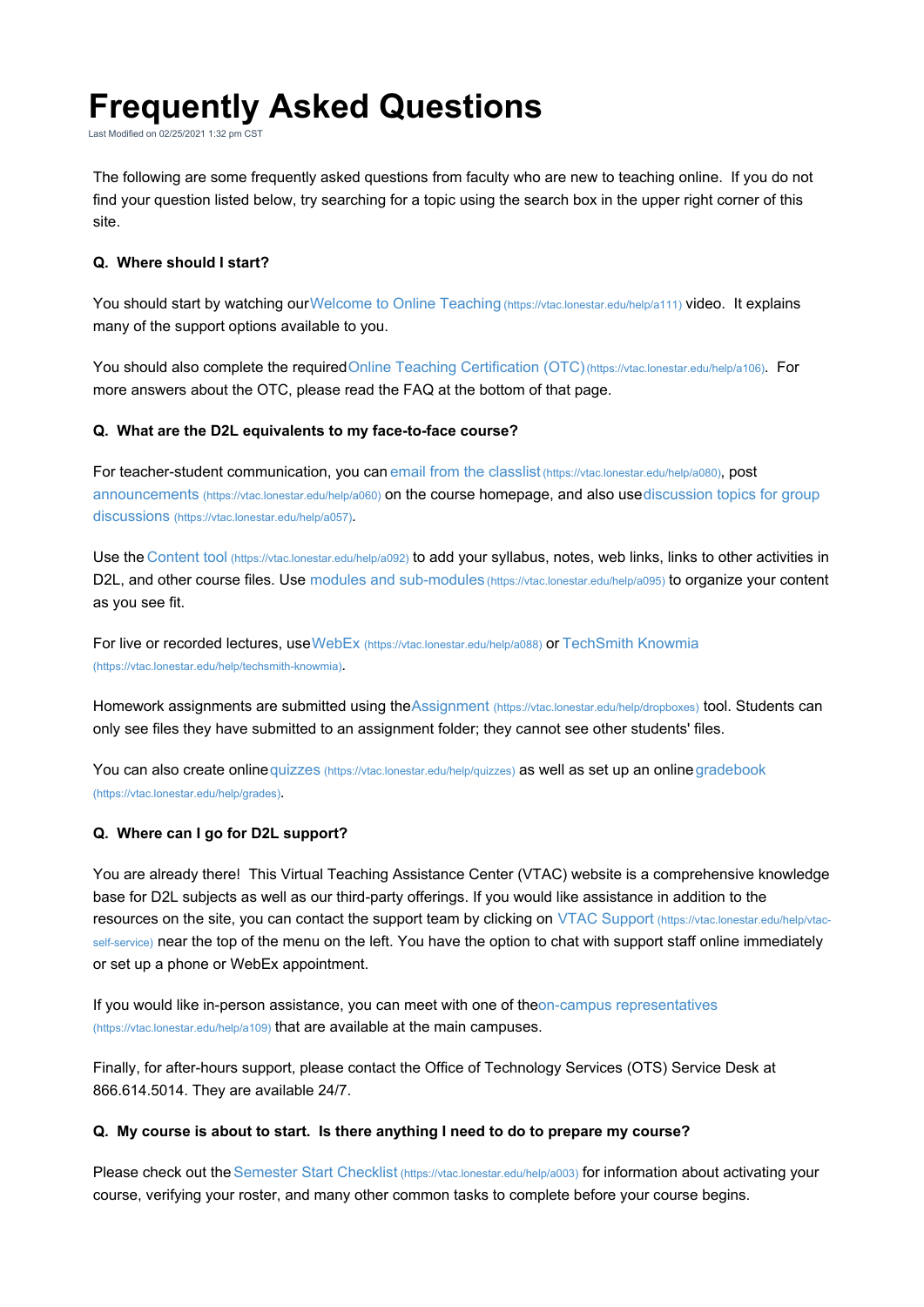# Frequently Asked Questions

Last Modified on 02/25/2021 1:32 pm CST

The following are some frequently asked questions from faculty who are new to teaching online. If you do not find your question listed below, try searching for a topic using the search box in the upper right corner of this site.

**Q. Where should I start?**

You should start by watching our Welcome to Online Teaching (https://vtac.lonestar.edu/help/a111) video. It explains many of the support options available to you.

You should also complete the required Online Teaching Certification (OTC) (https://vtac.lonestar.edu/help/a106). For more answers about the OTC, please read the FAQ at the bottom of that page.

**Q. What are the D2L equivalents to my face-to-face course?**

For teacher-student communication, you can email from the classlist (https://vtac.lonestar.edu/help/a080), post announcements (https://vtac.lonestar.edu/help/a060) on the course homepage, and also use discussion topics for group discussions (https://vtac.lonestar.edu/help/a057).

Use the Content tool (https://vtac.lonestar.edu/help/a092) to add your syllabus, notes, web links, links to other activities in D2L, and other course files. Use modules and sub-modules (https://vtac.lonestar.edu/help/a095) to organize your content as you see fit.

For live or recorded lectures, use WebEx (https://vtac.lonestar.edu/help/a088) or TechSmith Knowmia (https://vtac.lonestar.edu/help/techsmith-knowmia).

Homework assignments are submitted using the Assignment (https://vtac.lonestar.edu/help/dropboxes) tool. Students can only see files they have submitted to an assignment folder; they cannot see other students' files.

You can also create online quizzes (https://vtac.lonestar.edu/help/quizzes) as well as set up an online gradebook (https://vtac.lonestar.edu/help/grades).

**Q. Where can I go for D2L support?**

You are already there! This Virtual Teaching Assistance Center (VTAC) website is a comprehensive knowledge base for D2L subjects as well as our third-party offerings. If you would like assistance in addition to the resources on the site, you can contact the support team by clicking on VTAC Support (https://vtac.lonestar.edu/help/vtac-self-service) near the top of the menu on the left. You have the option to chat with support staff online immediately or set up a phone or WebEx appointment.

If you would like in-person assistance, you can meet with one of the on-campus representatives (https://vtac.lonestar.edu/help/a109) that are available at the main campuses.

Finally, for after-hours support, please contact the Office of Technology Services (OTS) Service Desk at 866.614.5014. They are available 24/7.

**Q. My course is about to start. Is there anything I need to do to prepare my course?**

Please check out the Semester Start Checklist (https://vtac.lonestar.edu/help/a003) for information about activating your course, verifying your roster, and many other common tasks to complete before your course begins.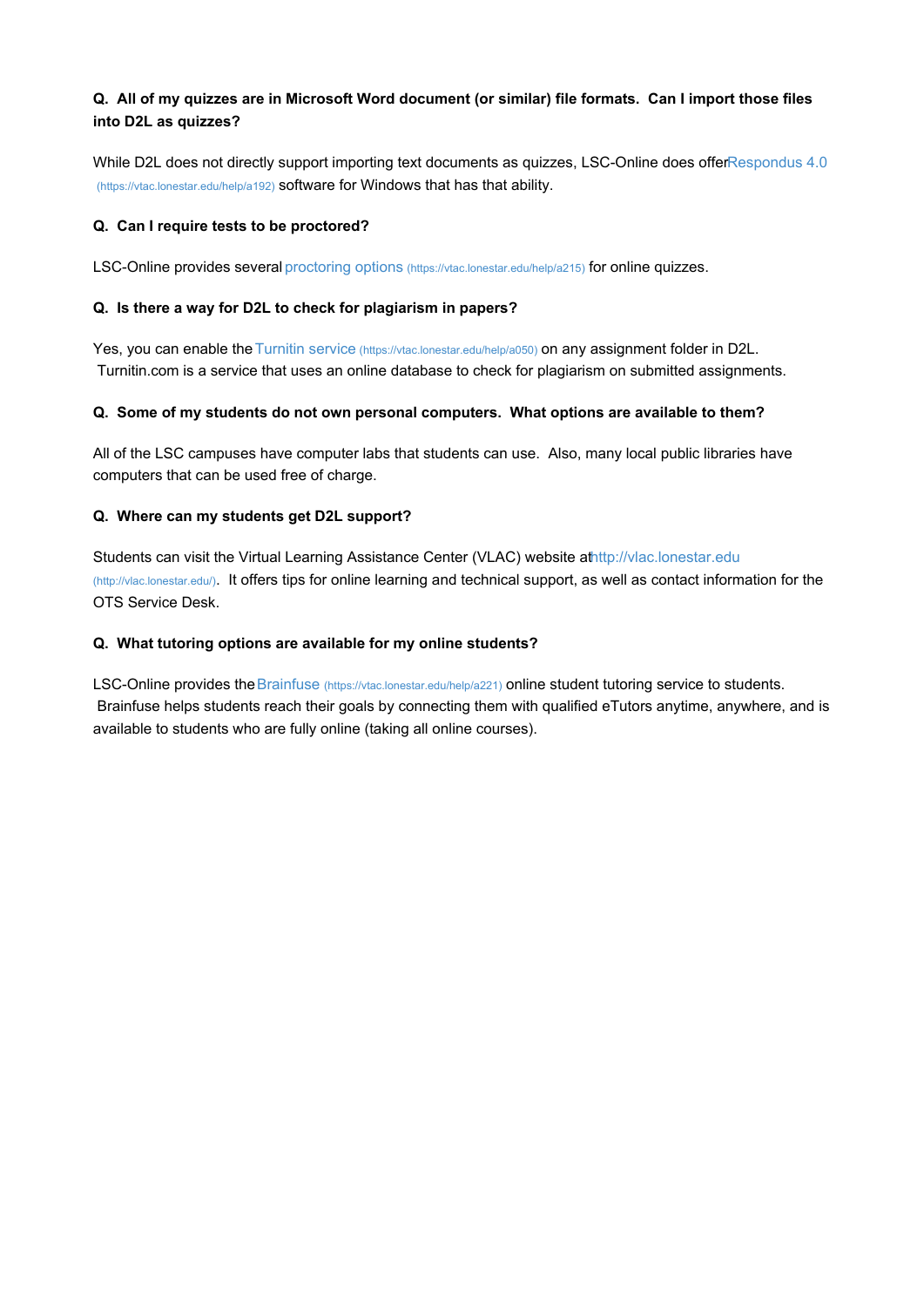**Q. All of my quizzes are in Microsoft Word document (or similar) file formats. Can I import those files into D2L as quizzes?**

While D2L does not directly support importing text documents as quizzes, LSC-Online does offer Respondus 4.0 (https://vtac.lonestar.edu/help/a192) software for Windows that has that ability.

**Q. Can I require tests to be proctored?**

LSC-Online provides several proctoring options (https://vtac.lonestar.edu/help/a215) for online quizzes.

**Q. Is there a way for D2L to check for plagiarism in papers?**

Yes, you can enable the Turnitin service (https://vtac.lonestar.edu/help/a050) on any assignment folder in D2L. Turnitin.com is a service that uses an online database to check for plagiarism on submitted assignments.

**Q. Some of my students do not own personal computers. What options are available to them?**

All of the LSC campuses have computer labs that students can use. Also, many local public libraries have computers that can be used free of charge.

**Q. Where can my students get D2L support?**

Students can visit the Virtual Learning Assistance Center (VLAC) website at http://vlac.lonestar.edu (http://vlac.lonestar.edu/). It offers tips for online learning and technical support, as well as contact information for the OTS Service Desk.

**Q. What tutoring options are available for my online students?**

LSC-Online provides the Brainfuse (https://vtac.lonestar.edu/help/a221) online student tutoring service to students. Brainfuse helps students reach their goals by connecting them with qualified eTutors anytime, anywhere, and is available to students who are fully online (taking all online courses).